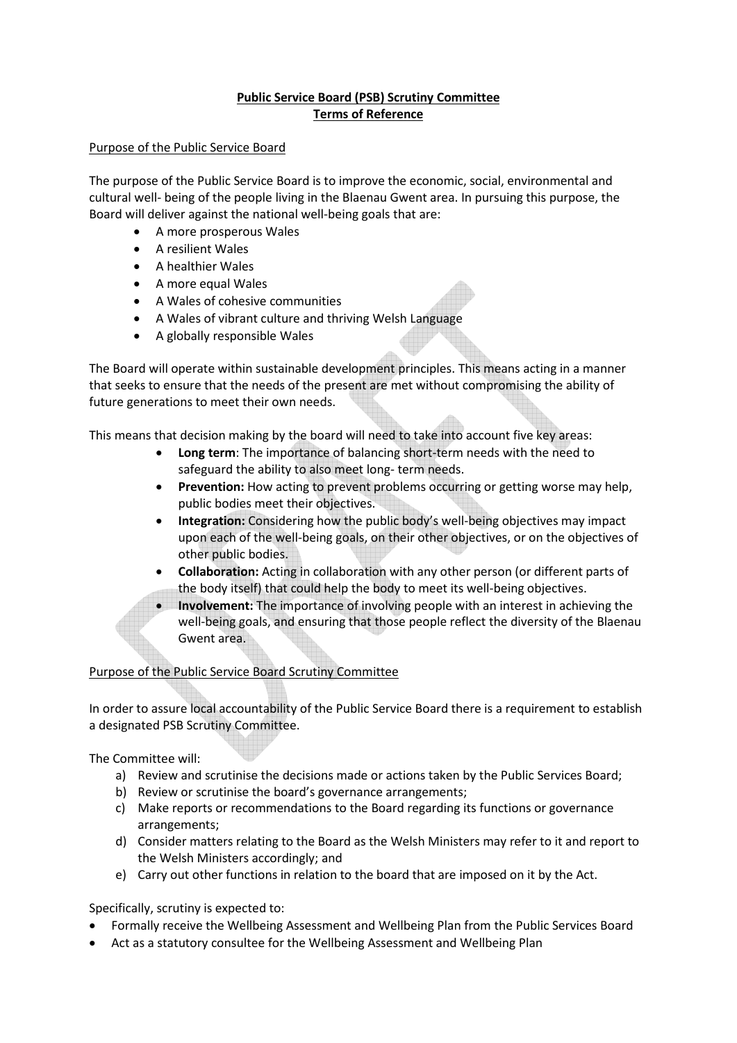# Public Service Board (PSB) Scrutiny Committee
## Terms of Reference

### Purpose of the Public Service Board

The purpose of the Public Service Board is to improve the economic, social, environmental and cultural well- being of the people living in the Blaenau Gwent area. In pursuing this purpose, the Board will deliver against the national well-being goals that are:

- A more prosperous Wales
- A resilient Wales
- A healthier Wales
- A more equal Wales
- A Wales of cohesive communities
- A Wales of vibrant culture and thriving Welsh Language
- A globally responsible Wales

The Board will operate within sustainable development principles. This means acting in a manner that seeks to ensure that the needs of the present are met without compromising the ability of future generations to meet their own needs.

This means that decision making by the board will need to take into account five key areas:

- **Long term**: The importance of balancing short-term needs with the need to safeguard the ability to also meet long- term needs.
- **Prevention:** How acting to prevent problems occurring or getting worse may help, public bodies meet their objectives.
- **Integration:** Considering how the public body's well-being objectives may impact upon each of the well-being goals, on their other objectives, or on the objectives of other public bodies.
- **Collaboration:** Acting in collaboration with any other person (or different parts of the body itself) that could help the body to meet its well-being objectives.
- **Involvement:** The importance of involving people with an interest in achieving the well-being goals, and ensuring that those people reflect the diversity of the Blaenau Gwent area.

### Purpose of the Public Service Board Scrutiny Committee

In order to assure local accountability of the Public Service Board there is a requirement to establish a designated PSB Scrutiny Committee.

The Committee will:

a) Review and scrutinise the decisions made or actions taken by the Public Services Board;
b) Review or scrutinise the board's governance arrangements;
c) Make reports or recommendations to the Board regarding its functions or governance arrangements;
d) Consider matters relating to the Board as the Welsh Ministers may refer to it and report to the Welsh Ministers accordingly; and
e) Carry out other functions in relation to the board that are imposed on it by the Act.

Specifically, scrutiny is expected to:

- Formally receive the Wellbeing Assessment and Wellbeing Plan from the Public Services Board
- Act as a statutory consultee for the Wellbeing Assessment and Wellbeing Plan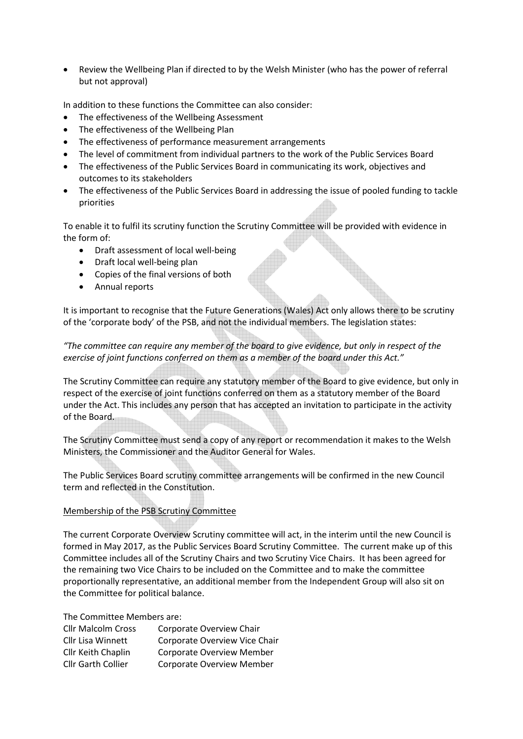- Review the Wellbeing Plan if directed to by the Welsh Minister (who has the power of referral but not approval)

In addition to these functions the Committee can also consider:

- The effectiveness of the Wellbeing Assessment
- The effectiveness of the Wellbeing Plan
- The effectiveness of performance measurement arrangements
- The level of commitment from individual partners to the work of the Public Services Board
- The effectiveness of the Public Services Board in communicating its work, objectives and outcomes to its stakeholders
- The effectiveness of the Public Services Board in addressing the issue of pooled funding to tackle priorities

To enable it to fulfil its scrutiny function the Scrutiny Committee will be provided with evidence in the form of:

- Draft assessment of local well-being
- Draft local well-being plan
- Copies of the final versions of both
- Annual reports

It is important to recognise that the Future Generations (Wales) Act only allows there to be scrutiny of the 'corporate body' of the PSB, and not the individual members. The legislation states:

*"The committee can require any member of the board to give evidence, but only in respect of the exercise of joint functions conferred on them as a member of the board under this Act."*

The Scrutiny Committee can require any statutory member of the Board to give evidence, but only in respect of the exercise of joint functions conferred on them as a statutory member of the Board under the Act. This includes any person that has accepted an invitation to participate in the activity of the Board.

The Scrutiny Committee must send a copy of any report or recommendation it makes to the Welsh Ministers, the Commissioner and the Auditor General for Wales.

The Public Services Board scrutiny committee arrangements will be confirmed in the new Council term and reflected in the Constitution.

<u>Membership of the PSB Scrutiny Committee</u>

The current Corporate Overview Scrutiny committee will act, in the interim until the new Council is formed in May 2017, as the Public Services Board Scrutiny Committee. The current make up of this Committee includes all of the Scrutiny Chairs and two Scrutiny Vice Chairs. It has been agreed for the remaining two Vice Chairs to be included on the Committee and to make the committee proportionally representative, an additional member from the Independent Group will also sit on the Committee for political balance.

The Committee Members are:

| | |
|---|---|
| Cllr Malcolm Cross | Corporate Overview Chair |
| Cllr Lisa Winnett | Corporate Overview Vice Chair |
| Cllr Keith Chaplin | Corporate Overview Member |
| Cllr Garth Collier | Corporate Overview Member |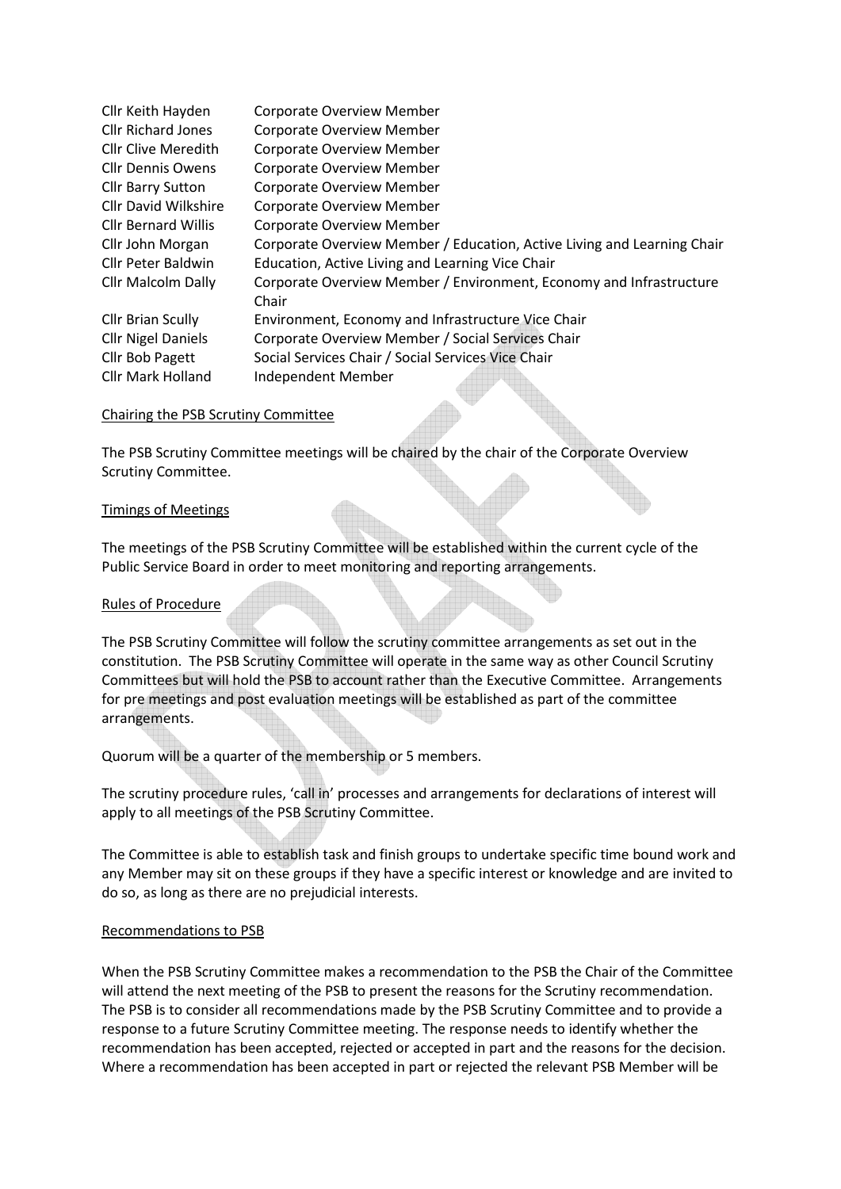| | |
|---|---|
| Cllr Keith Hayden | Corporate Overview Member |
| Cllr Richard Jones | Corporate Overview Member |
| Cllr Clive Meredith | Corporate Overview Member |
| Cllr Dennis Owens | Corporate Overview Member |
| Cllr Barry Sutton | Corporate Overview Member |
| Cllr David Wilkshire | Corporate Overview Member |
| Cllr Bernard Willis | Corporate Overview Member |
| Cllr John Morgan | Corporate Overview Member / Education, Active Living and Learning Chair |
| Cllr Peter Baldwin | Education, Active Living and Learning Vice Chair |
| Cllr Malcolm Dally | Corporate Overview Member / Environment, Economy and Infrastructure Chair |
| Cllr Brian Scully | Environment, Economy and Infrastructure Vice Chair |
| Cllr Nigel Daniels | Corporate Overview Member / Social Services Chair |
| Cllr Bob Pagett | Social Services Chair / Social Services Vice Chair |
| Cllr Mark Holland | Independent Member |

<u>Chairing the PSB Scrutiny Committee</u>

The PSB Scrutiny Committee meetings will be chaired by the chair of the Corporate Overview Scrutiny Committee.

<u>Timings of Meetings</u>

The meetings of the PSB Scrutiny Committee will be established within the current cycle of the Public Service Board in order to meet monitoring and reporting arrangements.

<u>Rules of Procedure</u>

The PSB Scrutiny Committee will follow the scrutiny committee arrangements as set out in the constitution. The PSB Scrutiny Committee will operate in the same way as other Council Scrutiny Committees but will hold the PSB to account rather than the Executive Committee. Arrangements for pre meetings and post evaluation meetings will be established as part of the committee arrangements.

Quorum will be a quarter of the membership or 5 members.

The scrutiny procedure rules, 'call in' processes and arrangements for declarations of interest will apply to all meetings of the PSB Scrutiny Committee.

The Committee is able to establish task and finish groups to undertake specific time bound work and any Member may sit on these groups if they have a specific interest or knowledge and are invited to do so, as long as there are no prejudicial interests.

<u>Recommendations to PSB</u>

When the PSB Scrutiny Committee makes a recommendation to the PSB the Chair of the Committee will attend the next meeting of the PSB to present the reasons for the Scrutiny recommendation. The PSB is to consider all recommendations made by the PSB Scrutiny Committee and to provide a response to a future Scrutiny Committee meeting. The response needs to identify whether the recommendation has been accepted, rejected or accepted in part and the reasons for the decision. Where a recommendation has been accepted in part or rejected the relevant PSB Member will be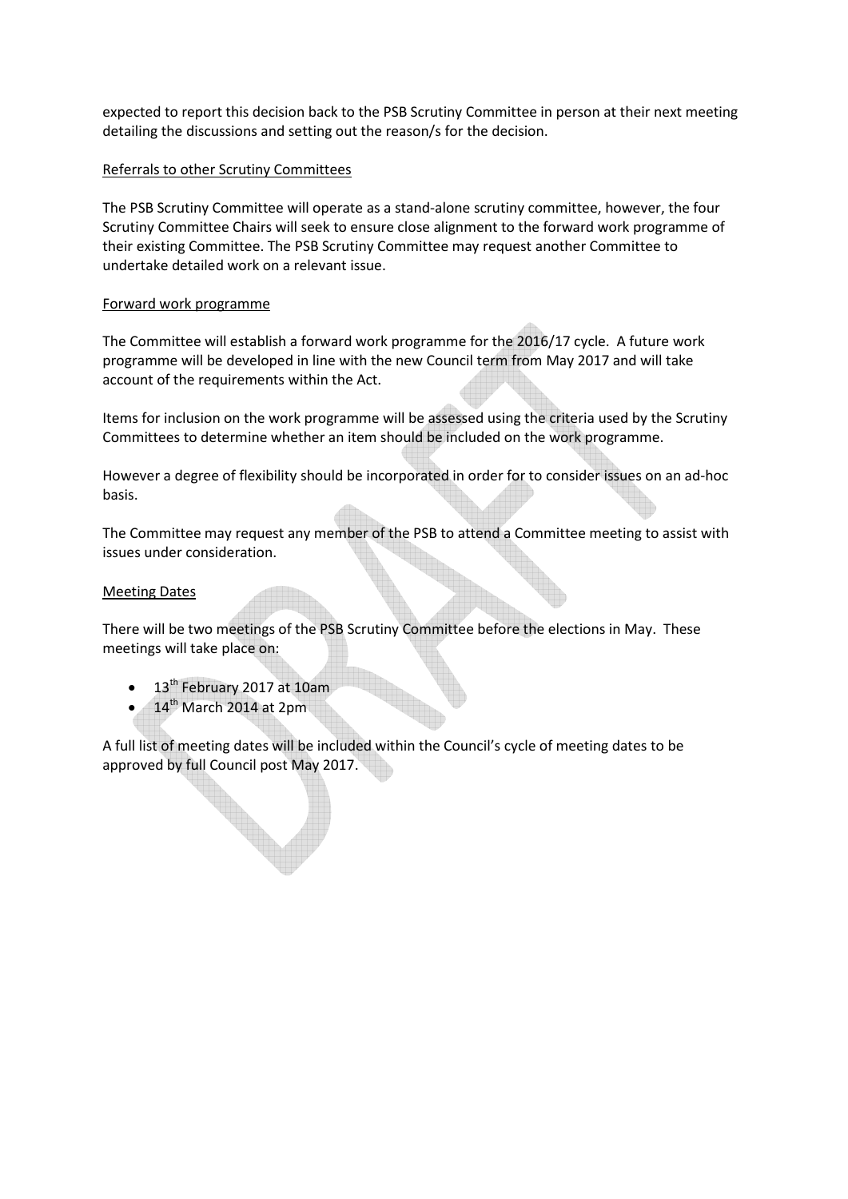expected to report this decision back to the PSB Scrutiny Committee in person at their next meeting detailing the discussions and setting out the reason/s for the decision.

Referrals to other Scrutiny Committees

The PSB Scrutiny Committee will operate as a stand-alone scrutiny committee, however, the four Scrutiny Committee Chairs will seek to ensure close alignment to the forward work programme of their existing Committee. The PSB Scrutiny Committee may request another Committee to undertake detailed work on a relevant issue.

Forward work programme

The Committee will establish a forward work programme for the 2016/17 cycle. A future work programme will be developed in line with the new Council term from May 2017 and will take account of the requirements within the Act.

Items for inclusion on the work programme will be assessed using the criteria used by the Scrutiny Committees to determine whether an item should be included on the work programme.

However a degree of flexibility should be incorporated in order for to consider issues on an ad-hoc basis.

The Committee may request any member of the PSB to attend a Committee meeting to assist with issues under consideration.

Meeting Dates

There will be two meetings of the PSB Scrutiny Committee before the elections in May. These meetings will take place on:

- 13th February 2017 at 10am
- 14th March 2014 at 2pm

A full list of meeting dates will be included within the Council's cycle of meeting dates to be approved by full Council post May 2017.